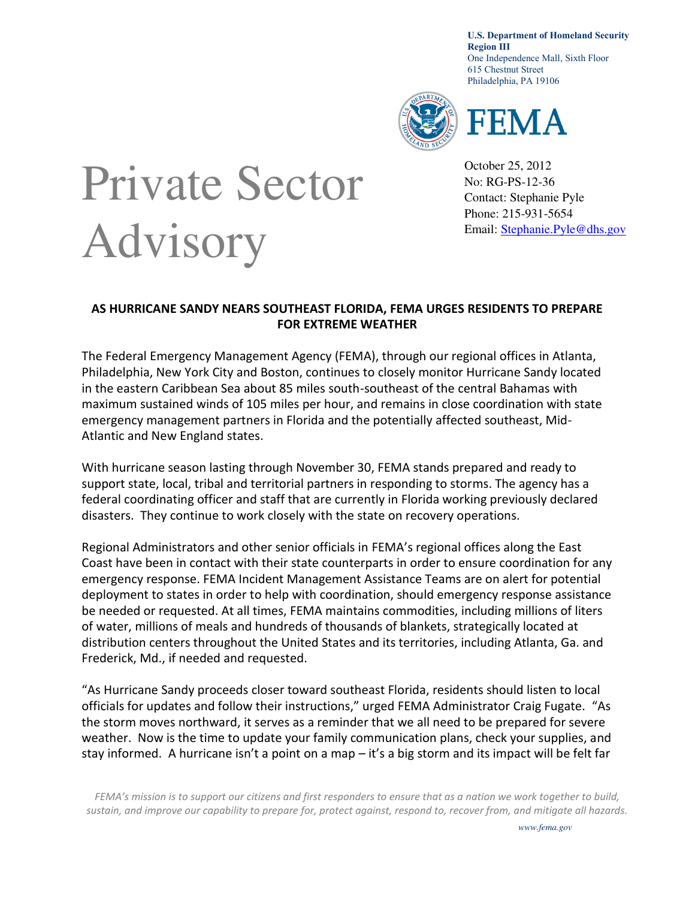U.S. Department of Homeland Security
Region III
One Independence Mall, Sixth Floor
615 Chestnut Street
Philadelphia, PA 19106

FEMA

# Private Sector Advisory

October 25, 2012
No: RG-PS-12-36
Contact: Stephanie Pyle
Phone: 215-931-5654
Email: Stephanie.Pyle@dhs.gov

## AS HURRICANE SANDY NEARS SOUTHEAST FLORIDA, FEMA URGES RESIDENTS TO PREPARE FOR EXTREME WEATHER

The Federal Emergency Management Agency (FEMA), through our regional offices in Atlanta, Philadelphia, New York City and Boston, continues to closely monitor Hurricane Sandy located in the eastern Caribbean Sea about 85 miles south-southeast of the central Bahamas with maximum sustained winds of 105 miles per hour, and remains in close coordination with state emergency management partners in Florida and the potentially affected southeast, Mid-Atlantic and New England states.

With hurricane season lasting through November 30, FEMA stands prepared and ready to support state, local, tribal and territorial partners in responding to storms. The agency has a federal coordinating officer and staff that are currently in Florida working previously declared disasters. They continue to work closely with the state on recovery operations.

Regional Administrators and other senior officials in FEMA's regional offices along the East Coast have been in contact with their state counterparts in order to ensure coordination for any emergency response. FEMA Incident Management Assistance Teams are on alert for potential deployment to states in order to help with coordination, should emergency response assistance be needed or requested. At all times, FEMA maintains commodities, including millions of liters of water, millions of meals and hundreds of thousands of blankets, strategically located at distribution centers throughout the United States and its territories, including Atlanta, Ga. and Frederick, Md., if needed and requested.

"As Hurricane Sandy proceeds closer toward southeast Florida, residents should listen to local officials for updates and follow their instructions," urged FEMA Administrator Craig Fugate. "As the storm moves northward, it serves as a reminder that we all need to be prepared for severe weather. Now is the time to update your family communication plans, check your supplies, and stay informed. A hurricane isn't a point on a map – it's a big storm and its impact will be felt far

*FEMA's mission is to support our citizens and first responders to ensure that as a nation we work together to build, sustain, and improve our capability to prepare for, protect against, respond to, recover from, and mitigate all hazards.*

www.fema.gov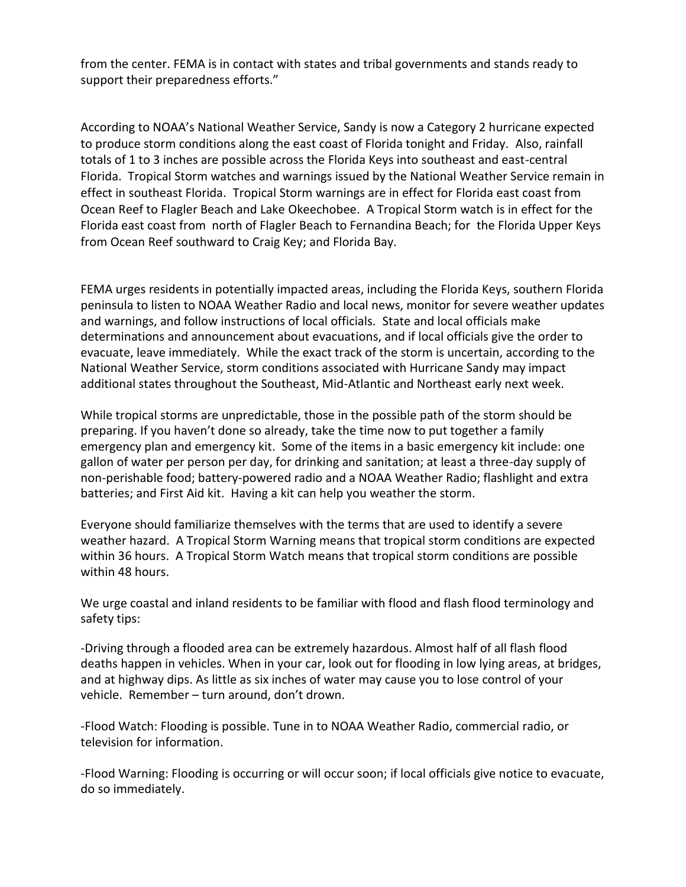from the center. FEMA is in contact with states and tribal governments and stands ready to support their preparedness efforts."

According to NOAA's National Weather Service, Sandy is now a Category 2 hurricane expected to produce storm conditions along the east coast of Florida tonight and Friday. Also, rainfall totals of 1 to 3 inches are possible across the Florida Keys into southeast and east-central Florida. Tropical Storm watches and warnings issued by the National Weather Service remain in effect in southeast Florida. Tropical Storm warnings are in effect for Florida east coast from Ocean Reef to Flagler Beach and Lake Okeechobee. A Tropical Storm watch is in effect for the Florida east coast from north of Flagler Beach to Fernandina Beach; for the Florida Upper Keys from Ocean Reef southward to Craig Key; and Florida Bay.

FEMA urges residents in potentially impacted areas, including the Florida Keys, southern Florida peninsula to listen to NOAA Weather Radio and local news, monitor for severe weather updates and warnings, and follow instructions of local officials. State and local officials make determinations and announcement about evacuations, and if local officials give the order to evacuate, leave immediately. While the exact track of the storm is uncertain, according to the National Weather Service, storm conditions associated with Hurricane Sandy may impact additional states throughout the Southeast, Mid-Atlantic and Northeast early next week.

While tropical storms are unpredictable, those in the possible path of the storm should be preparing. If you haven't done so already, take the time now to put together a family emergency plan and emergency kit. Some of the items in a basic emergency kit include: one gallon of water per person per day, for drinking and sanitation; at least a three-day supply of non-perishable food; battery-powered radio and a NOAA Weather Radio; flashlight and extra batteries; and First Aid kit. Having a kit can help you weather the storm.

Everyone should familiarize themselves with the terms that are used to identify a severe weather hazard. A Tropical Storm Warning means that tropical storm conditions are expected within 36 hours. A Tropical Storm Watch means that tropical storm conditions are possible within 48 hours.

We urge coastal and inland residents to be familiar with flood and flash flood terminology and safety tips:

-Driving through a flooded area can be extremely hazardous. Almost half of all flash flood deaths happen in vehicles. When in your car, look out for flooding in low lying areas, at bridges, and at highway dips. As little as six inches of water may cause you to lose control of your vehicle. Remember – turn around, don't drown.

-Flood Watch: Flooding is possible. Tune in to NOAA Weather Radio, commercial radio, or television for information.

-Flood Warning: Flooding is occurring or will occur soon; if local officials give notice to evacuate, do so immediately.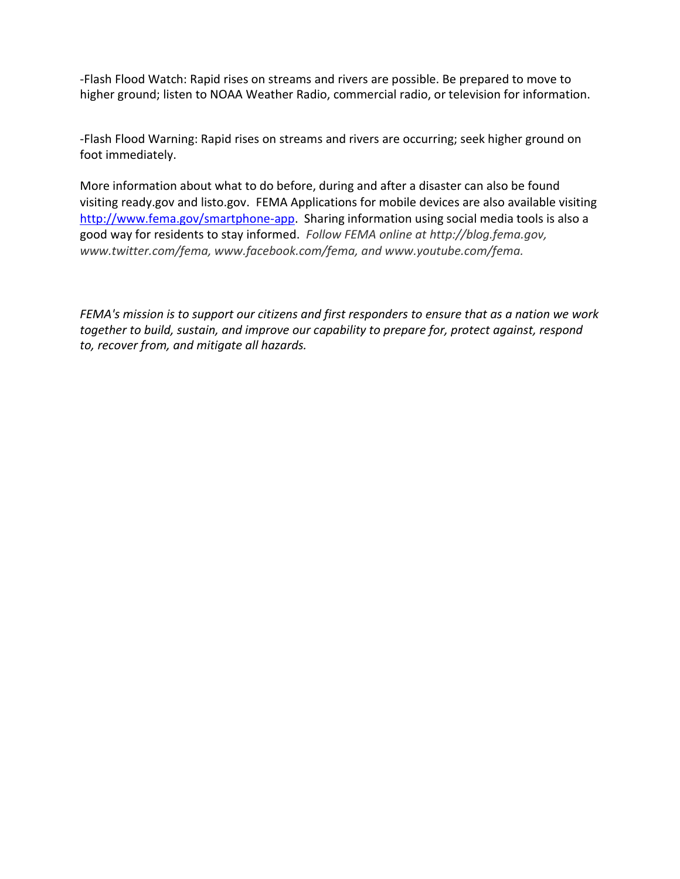-Flash Flood Watch: Rapid rises on streams and rivers are possible. Be prepared to move to higher ground; listen to NOAA Weather Radio, commercial radio, or television for information.

-Flash Flood Warning: Rapid rises on streams and rivers are occurring; seek higher ground on foot immediately.

More information about what to do before, during and after a disaster can also be found visiting ready.gov and listo.gov. FEMA Applications for mobile devices are also available visiting [http://www.fema.gov/smartphone-app](http://www.fema.gov/smartphone-app). Sharing information using social media tools is also a good way for residents to stay informed. *Follow FEMA online at http://blog.fema.gov, www.twitter.com/fema, www.facebook.com/fema, and www.youtube.com/fema.*

*FEMA's mission is to support our citizens and first responders to ensure that as a nation we work together to build, sustain, and improve our capability to prepare for, protect against, respond to, recover from, and mitigate all hazards.*